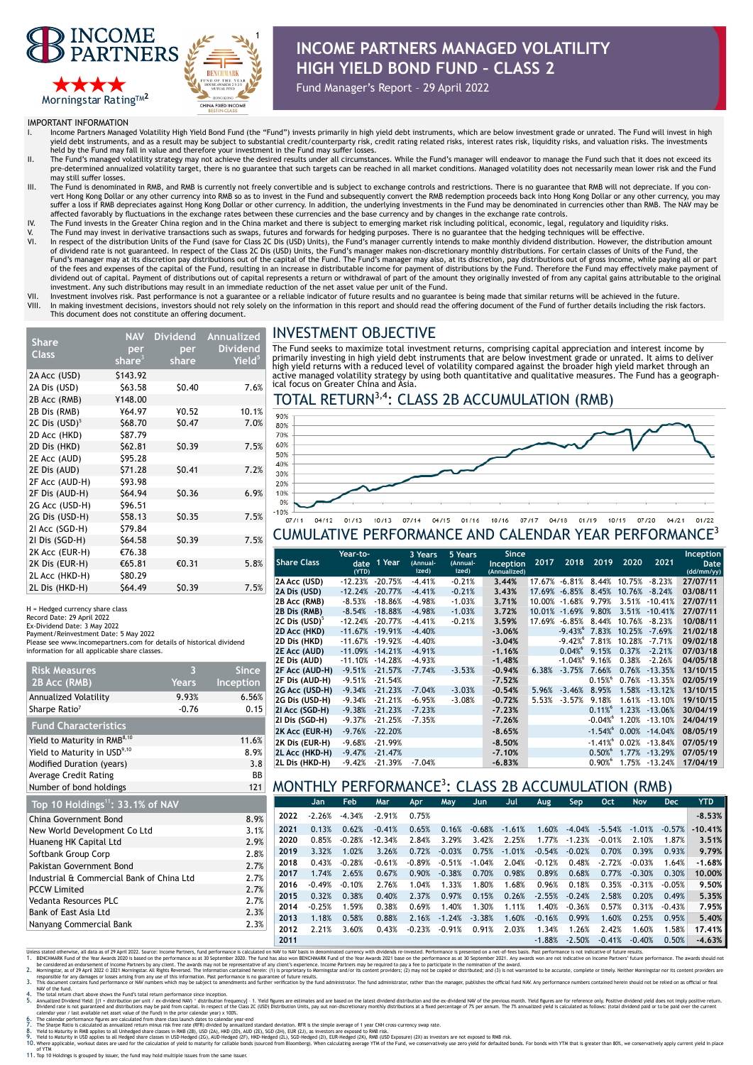# INCOME PARTNERS MANAGED VOLATILITY HIGH YIELD BOND FUND – CLASS 2

Fund Manager's Report – 29 April 2022

INCOME PARTNERS

Morningstar Rating™[2]

BENCHMARK FUND OF THE YEAR AWARDS 2020 — HONG KONG — CHINA FIXED INCOME BEST-IN-CLASS[1]

## IMPORTANT INFORMATION

I. Income Partners Managed Volatility High Yield Bond Fund (the "Fund") invests primarily in high yield debt instruments, which are below investment grade or unrated. The Fund will invest in high yield debt instruments, and as a result may be subject to substantial credit/counterparty risk, credit rating related risks, interest rates risk, liquidity risks, and valuation risks. The investments held by the Fund may fall in value and therefore your investment in the Fund may suffer losses.

II. The Fund's managed volatility strategy may not achieve the desired results under all circumstances. While the Fund's manager will endeavor to manage the Fund such that it does not exceed its pre-determined annualized volatility target, there is no guarantee that such targets can be reached in all market conditions. Managed volatility does not necessarily mean lower risk and the Fund may still suffer losses.

III. The Fund is denominated in RMB, and RMB is currently not freely convertible and is subject to exchange controls and restrictions. There is no guarantee that RMB will not depreciate. If you convert Hong Kong Dollar or any other currency into RMB so as to invest in the Fund and subsequently convert the RMB redemption proceeds back into Hong Kong Dollar or any other currency, you may suffer a loss if RMB depreciates against Hong Kong Dollar or other currency. In addition, the underlying investments in the Fund may be denominated in currencies other than RMB. The NAV may be affected favorably by fluctuations in the exchange rates between these currencies and the base currency and by changes in the exchange rate controls.

IV. The Fund invests in the Greater China region and in the China market and there is subject to emerging market risk including political, economic, legal, regulatory and liquidity risks.

V. The Fund may invest in derivative transactions such as swaps, futures and forwards for hedging purposes. There is no guarantee that the hedging techniques will be effective.

VI. In respect of the distribution Units of the Fund (save for Class 2C Dis (USD) Units), the Fund's manager currently intends to make monthly dividend distribution. However, the distribution amount of dividend rate is not guaranteed. In respect of the Class 2C Dis (USD) Units, the Fund's manager makes non-discretionary monthly distributions. For certain classes of Units of the Fund, the Fund's manager may at its discretion pay distributions out of the capital of the Fund. The Fund's manager may also, at its discretion, pay distributions out of gross income, while paying all or part of the fees and expenses of the capital of the Fund, resulting in an increase in distributable income for payment of distributions by the Fund. Therefore the Fund may effectively make payment of dividend out of capital. Payment of distributions out of capital represents a return or withdrawal of part of the amount they originally invested of from any capital gains attributable to the original investment. Any such distributions may result in an immediate reduction of the net asset value per unit of the Fund.

VII. Investment involves risk. Past performance is not a guarantee or a reliable indicator of future results and no guarantee is being made that similar returns will be achieved in the future.

VIII. In making investment decisions, investors should not rely solely on the information in this report and should read the offering document of the Fund of further details including the risk factors. This document does not constitute an offering document.

| Share Class | NAV per share[3] | Dividend per share | Annualized Dividend Yield[5] |
|---|---|---|---|
| 2A Acc (USD) | $143.92 | | |
| 2A Dis (USD) | $63.58 | $0.40 | 7.6% |
| 2B Acc (RMB) | ¥148.00 | | |
| 2B Dis (RMB) | ¥64.97 | ¥0.52 | 10.1% |
| 2C Dis (USD)[5] | $68.70 | $0.47 | 7.0% |
| 2D Acc (HKD) | $87.79 | | |
| 2D Dis (HKD) | $62.81 | $0.39 | 7.5% |
| 2E Acc (AUD) | $95.28 | | |
| 2E Dis (AUD) | $71.28 | $0.41 | 7.2% |
| 2F Acc (AUD-H) | $93.98 | | |
| 2F Dis (AUD-H) | $64.94 | $0.36 | 6.9% |
| 2G Acc (USD-H) | $96.51 | | |
| 2G Dis (USD-H) | $58.13 | $0.35 | 7.5% |
| 2I Acc (SGD-H) | $79.84 | | |
| 2I Dis (SGD-H) | $64.58 | $0.39 | 7.5% |
| 2K Acc (EUR-H) | €76.38 | | |
| 2K Dis (EUR-H) | €65.81 | €0.31 | 5.8% |
| 2L Acc (HKD-H) | $80.29 | | |
| 2L Dis (HKD-H) | $64.49 | $0.39 | 7.5% |

H = Hedged currency share class
Record Date: 29 April 2022
Ex-Dividend Date: 3 May 2022
Payment/Reinvestment Date: 5 May 2022
Please see www.incomepartners.com for details of historical dividend information for all applicable share classes.

| Risk Measures 2B Acc (RMB) | 3 Years | Since Inception |
|---|---|---|
| Annualized Volatility | 9.93% | 6.56% |
| Sharpe Ratio[7] | -0.76 | 0.15 |

| Fund Characteristics | |
|---|---|
| Yield to Maturity in RMB[8,10] | 11.6% |
| Yield to Maturity in USD[9,10] | 8.9% |
| Modified Duration (years) | 3.8 |
| Average Credit Rating | BB |
| Number of bond holdings | 121 |

| Top 10 Holdings[11]: 33.1% of NAV | |
|---|---|
| China Government Bond | 8.9% |
| New World Development Co Ltd | 3.1% |
| Huaneng HK Capital Ltd | 2.9% |
| Softbank Group Corp | 2.8% |
| Pakistan Government Bond | 2.7% |
| Industrial & Commercial Bank of China Ltd | 2.7% |
| PCCW Limited | 2.7% |
| Vedanta Resources PLC | 2.7% |
| Bank of East Asia Ltd | 2.3% |
| Nanyang Commercial Bank | 2.3% |

## INVESTMENT OBJECTIVE

The Fund seeks to maximize total investment returns, comprising capital appreciation and interest income by primarily investing in high yield debt instruments that are below investment grade or unrated. It aims to deliver high yield returns with a reduced level of volatility compared against the broader high yield market through an active managed volatility strategy by using both quantitative and qualitative measures. The Fund has a geographical focus on Greater China and Asia.

## TOTAL RETURN[3,4]: CLASS 2B ACCUMULATION (RMB)

## CUMULATIVE PERFORMANCE AND CALENDAR YEAR PERFORMANCE[3]

| Share Class | Year-to-date (YTD) | 1 Year | 3 Years (Annualized) | 5 Years (Annualized) | Since Inception (Annualized) | 2017 | 2018 | 2019 | 2020 | 2021 | Inception Date (dd/mm/yy) |
|---|---|---|---|---|---|---|---|---|---|---|---|
| 2A Acc (USD) | -12.23% | -20.75% | -4.41% | -0.21% | 3.44% | 17.67% | -6.81% | 8.44% | 10.75% | -8.23% | 27/07/11 |
| 2A Dis (USD) | -12.24% | -20.77% | -4.41% | -0.21% | 3.43% | 17.69% | -6.85% | 8.45% | 10.76% | -8.24% | 03/08/11 |
| 2B Acc (RMB) | -8.53% | -18.86% | -4.98% | -1.03% | 3.71% | 10.00% | -1.68% | 9.79% | 3.51% | -10.41% | 27/07/11 |
| 2B Dis (RMB) | -8.54% | -18.88% | -4.98% | -1.03% | 3.72% | 10.01% | -1.69% | 9.80% | 3.51% | -10.41% | 27/07/11 |
| 2C Dis (USD)[5] | -12.24% | -20.77% | -4.41% | -0.21% | 3.59% | 17.69% | -6.85% | 8.44% | 10.76% | -8.23% | 10/08/11 |
| 2D Acc (HKD) | -11.67% | -19.91% | -4.40% | | -3.06% | | -9.43%[6] | 7.83% | 10.25% | -7.69% | 21/02/18 |
| 2D Dis (HKD) | -11.67% | -19.92% | -4.40% | | -3.04% | | -9.42%[6] | 7.81% | 10.28% | -7.71% | 09/02/18 |
| 2E Acc (AUD) | -11.09% | -14.21% | -4.91% | | -1.16% | | 0.04%[6] | 9.15% | 0.37% | -2.21% | 07/03/18 |
| 2E Dis (AUD) | -11.10% | -14.28% | -4.93% | | -1.48% | | -1.04%[6] | 9.16% | 0.38% | -2.26% | 04/05/18 |
| 2F Acc (AUD-H) | -9.51% | -21.57% | -7.74% | -3.53% | -0.94% | 6.38% | -3.75% | 7.66% | 0.76% | -13.35% | 13/10/15 |
| 2F Dis (AUD-H) | -9.51% | -21.54% | | | -7.52% | | | 0.15%[6] | 0.76% | -13.35% | 02/05/19 |
| 2G Acc (USD-H) | -9.34% | -21.23% | -7.04% | -3.03% | -0.54% | 5.96% | -3.46% | 8.95% | 1.58% | -13.12% | 13/10/15 |
| 2G Dis (USD-H) | -9.34% | -21.21% | -6.95% | -3.08% | -0.72% | 5.53% | -3.57% | 9.18% | 1.61% | -13.10% | 19/10/15 |
| 2I Acc (SGD-H) | -9.38% | -21.23% | -7.23% | | -7.23% | | | 0.11%[6] | 1.23% | -13.06% | 30/04/19 |
| 2I Dis (SGD-H) | -9.37% | -21.25% | -7.35% | | -7.26% | | | -0.04%[6] | 1.20% | -13.10% | 24/04/19 |
| 2K Acc (EUR-H) | -9.76% | -22.20% | | | -8.65% | | | -1.54%[6] | 0.00% | -14.04% | 08/05/19 |
| 2K Dis (EUR-H) | -9.68% | -21.99% | | | -8.50% | | | -1.41%[6] | 0.02% | -13.84% | 07/05/19 |
| 2L Acc (HKD-H) | -9.47% | -21.47% | | | -7.10% | | | 0.50%[6] | 1.77% | -13.29% | 07/05/19 |
| 2L Dis (HKD-H) | -9.42% | -21.39% | -7.04% | | -6.83% | | | 0.90%[6] | 1.75% | -13.24% | 17/04/19 |

## MONTHLY PERFORMANCE[3]: CLASS 2B ACCUMULATION (RMB)

| | Jan | Feb | Mar | Apr | May | Jun | Jul | Aug | Sep | Oct | Nov | Dec | YTD |
|---|---|---|---|---|---|---|---|---|---|---|---|---|---|
| 2022 | -2.26% | -4.34% | -2.91% | 0.75% | | | | | | | | | -8.53% |
| 2021 | 0.13% | 0.62% | -0.41% | 0.65% | 0.16% | -0.68% | -1.61% | 1.60% | -4.04% | -5.54% | -1.01% | -0.57% | -10.41% |
| 2020 | 0.85% | -0.28% | -12.34% | 2.84% | 3.29% | 3.42% | 2.25% | 1.77% | -1.23% | -0.01% | 2.10% | 1.87% | 3.51% |
| 2019 | 3.32% | 1.02% | 3.26% | 0.72% | -0.03% | 0.75% | -1.01% | -0.54% | -0.02% | 0.70% | 0.39% | 0.93% | 9.79% |
| 2018 | 0.43% | -0.28% | -0.61% | -0.89% | -0.51% | -1.04% | 2.04% | -0.12% | 0.48% | -2.72% | -0.03% | 1.64% | -1.68% |
| 2017 | 1.74% | 2.65% | 0.67% | 0.90% | -0.38% | 0.70% | 0.98% | 0.89% | 0.68% | 0.77% | -0.30% | 0.30% | 10.00% |
| 2016 | -0.49% | -0.10% | 2.76% | 1.04% | 1.33% | 1.80% | 1.68% | 0.96% | 0.18% | 0.35% | -0.31% | -0.05% | 9.50% |
| 2015 | 0.32% | 0.38% | 0.40% | 2.37% | 0.97% | 0.15% | 0.26% | -2.55% | -0.24% | 2.58% | 0.20% | 0.49% | 5.35% |
| 2014 | -0.25% | 1.59% | 0.38% | 0.69% | 1.40% | 1.30% | 1.11% | 1.40% | -0.36% | 0.57% | 0.31% | -0.43% | 7.95% |
| 2013 | 1.18% | 0.58% | 0.88% | 2.16% | -1.24% | -3.38% | 1.60% | -0.16% | 0.99% | 1.60% | 0.25% | 0.95% | 5.40% |
| 2012 | 2.21% | 3.60% | 0.43% | -0.23% | -0.91% | 0.91% | 2.03% | 1.34% | 1.26% | 2.42% | 1.60% | 1.58% | 17.41% |
| 2011 | | | | | | | | -1.88% | -2.50% | -0.41% | -0.40% | 0.50% | -4.63% |

Unless stated otherwise, all data as of 29 April 2022. Source: Income Partners, fund performance is calculated on NAV to NAV basis in denominated currency with dividends re-invested. Performance is presented on a net-of-fees basis. Past performance is not indicative of future results.

1. BENCHMARK Fund of the Year Awards 2020 is based on the performance as at 30 September 2020. The fund has also won BENCHMARK Fund of the Year Awards 2021 base on the performance as at 30 September 2021. Any awards won are not indicative on Income Partners' future performance. The awards should not be considered an endorsement of Income Partners by any client. The awards may not be representative of any client's experience. Income Partners may be required to pay a fee to participate in the nomination of the award.
2. Morningstar, as of 29 April 2022 © 2021 Morningstar. All Rights Reserved. The information contained herein: (1) is proprietary to Morningstar and/or its content providers; (2) may not be copied or distributed; and (3) is not warranted to be accurate, complete or timely. Neither Morningstar nor its content providers are responsible for any damages or losses arising from any use of this information. Past performance is no guarantee of future results.
3. This document contains fund performance or NAV numbers which may be subject to amendments and further verification by the fund administrator. The fund administrator, rather than the manager, publishes the official fund NAV. Any performance numbers contained herein should not be relied on as official or final NAV of the fund.
4. The total return chart above shows the Fund's total return performance since inception.
5. Annualized Dividend Yield: [(1 + distribution per unit / ex-dividend NAV) ^ distribution frequency] - 1. Yield figures are estimates and are based on the latest dividend distribution and the ex-dividend NAV of the previous month. Yield figures are for reference only. Positive dividend yield does not imply positive return. Dividend rate is not guaranteed and distributions may be paid from capital. In respect of the Class 2C (USD) Distribution Units, pay out non-discretionary monthly distributions at a fixed percentage of 7% per annum. The 7% annualized yield is calculated as follows: (total dividend paid or to be paid over the current calendar year / last available net asset value of the Fund in the prior calendar year) x 100%.
6. The calendar performance figures are calculated from share class launch dates to calendar year-end
7. The Sharpe Ratio is calculated as annualized return minus risk free rate (RFR) divided by annualized standard deviation. RFR is the simple average of 1 year CNH cross-currency swap rate.
8. Yield to Maturity in RMB applies to all Unhedged share classes in RMB (2B), USD (2A), HKD (2D), AUD (2E), SGD (2H), EUR (2J), as investors are exposed to RMB risk.
9. Yield to Maturity in USD applies to all Hedged share classes in USD-Hedged (2G), AUD-Hedged (2F), HKD-Hedged (2L), SGD-Hedged (2I), EUR-Hedged (2K), RMB (USD Exposure) (2X) as investors are not exposed to RMB risk.
10. Where applicable, workout dates are used for the calculation of yield to maturity for callable bonds (sourced from Bloomberg). When calculating average YTM of the Fund, we conservatively use zero yield for defaulted bonds. For bonds with YTM that is greater than 80%, we conservatively apply current yield in lieu of YTM
11. Top 10 Holdings is grouped by issuer, the fund may hold multiple issues from the same issuer.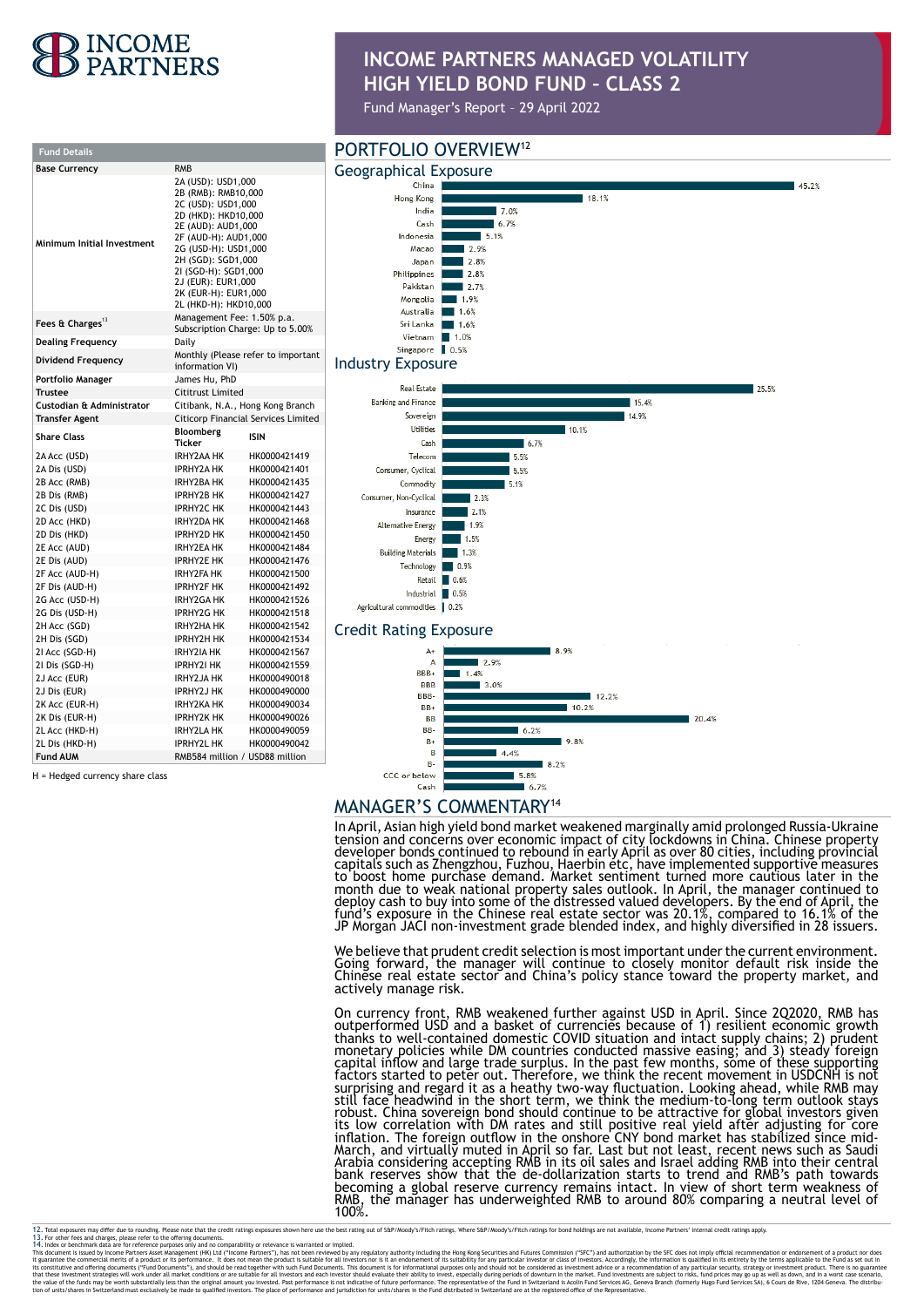# INCOME PARTNERS MANAGED VOLATILITY HIGH YIELD BOND FUND – CLASS 2

Fund Manager's Report – 29 April 2022

| Fund Details | | |
|---|---|---|
| **Base Currency** | RMB | |
| **Minimum Initial Investment** | 2A (USD): USD1,000<br>2B (RMB): RMB10,000<br>2C (USD): USD1,000<br>2D (HKD): HKD10,000<br>2E (AUD): AUD1,000<br>2F (AUD-H): AUD1,000<br>2G (USD-H): USD1,000<br>2H (SGD): SGD1,000<br>2I (SGD-H): SGD1,000<br>2J (EUR): EUR1,000<br>2K (EUR-H): EUR1,000<br>2L (HKD-H): HKD10,000 | |
| **Fees & Charges**[13] | Management Fee: 1.50% p.a.<br>Subscription Charge: Up to 5.00% | |
| **Dealing Frequency** | Daily | |
| **Dividend Frequency** | Monthly (Please refer to important information VI) | |
| **Portfolio Manager** | James Hu, PhD | |
| **Trustee** | Cititrust Limited | |
| **Custodian & Administrator** | Citibank, N.A., Hong Kong Branch | |
| **Transfer Agent** | Citicorp Financial Services Limited | |
| **Share Class** | **Bloomberg Ticker** | **ISIN** |
| 2A Acc (USD) | IRHY2AA HK | HK0000421419 |
| 2A Dis (USD) | IPRHY2A HK | HK0000421401 |
| 2B Acc (RMB) | IRHY2BA HK | HK0000421435 |
| 2B Dis (RMB) | IPRHY2B HK | HK0000421427 |
| 2C Dis (USD) | IPRHY2C HK | HK0000421443 |
| 2D Acc (HKD) | IRHY2DA HK | HK0000421468 |
| 2D Dis (HKD) | IPRHY2D HK | HK0000421450 |
| 2E Acc (AUD) | IRHY2EA HK | HK0000421484 |
| 2E Dis (AUD) | IPRHY2E HK | HK0000421476 |
| 2F Acc (AUD-H) | IRHY2FA HK | HK0000421500 |
| 2F Dis (AUD-H) | IPRHY2F HK | HK0000421492 |
| 2G Acc (USD-H) | IRHY2GA HK | HK0000421526 |
| 2G Dis (USD-H) | IPRHY2G HK | HK0000421518 |
| 2H Acc (SGD) | IRHY2HA HK | HK0000421542 |
| 2H Dis (SGD) | IPRHY2H HK | HK0000421534 |
| 2I Acc (SGD-H) | IRHY2IA HK | HK0000421567 |
| 2I Dis (SGD-H) | IPRHY2I HK | HK0000421559 |
| 2J Acc (EUR) | IRHY2JA HK | HK0000490018 |
| 2J Dis (EUR) | IPRHY2J HK | HK0000490000 |
| 2K Acc (EUR-H) | IRHY2KA HK | HK0000490034 |
| 2K Dis (EUR-H) | IPRHY2K HK | HK0000490026 |
| 2L Acc (HKD-H) | IRHY2LA HK | HK0000490059 |
| 2L Dis (HKD-H) | IPRHY2L HK | HK0000490042 |
| **Fund AUM** | RMB584 million / USD88 million | |

H = Hedged currency share class

## PORTFOLIO OVERVIEW[12]

### Geographical Exposure

China 45.2%
Hong Kong 18.1%
India 7.0%
Cash 6.7%
Indonesia 5.1%
Macao 2.9%
Japan 2.8%
Philippines 2.8%
Pakistan 2.7%
Mongolia 1.9%
Australia 1.6%
Sri Lanka 1.6%
Vietnam 1.0%
Singapore 0.5%

### Industry Exposure

Real Estate 25.5%
Banking and Finance 15.4%
Sovereign 14.9%
Utilities 10.1%
Cash 6.7%
Telecom 5.5%
Consumer, Cyclical 5.5%
Commodity 5.1%
Consumer, Non-Cyclical 2.3%
Insurance 2.1%
Alternative Energy 1.9%
Energy 1.5%
Building Materials 1.3%
Technology 0.9%
Retail 0.6%
Industrial 0.5%
Agricultural commodities 0.2%

### Credit Rating Exposure

A+ 8.9%
A 2.9%
BBB+ 1.4%
BBB 3.0%
BBB- 12.2%
BB+ 10.2%
BB 20.4%
BB- 6.2%
B+ 9.8%
B 4.4%
B- 8.2%
CCC or below 5.8%
Cash 6.7%

## MANAGER'S COMMENTARY[14]

In April, Asian high yield bond market weakened marginally amid prolonged Russia-Ukraine tension and concerns over economic impact of city lockdowns in China. Chinese property developer bonds continued to rebound in early April as over 80 cities, including provincial capitals such as Zhengzhou, Fuzhou, Haerbin etc, have implemented supportive measures to boost home purchase demand. Market sentiment turned more cautious later in the month due to weak national property sales outlook. In April, the manager continued to deploy cash to buy into some of the distressed valued developers. By the end of April, the fund's exposure in the Chinese real estate sector was 20.1%, compared to 16.1% of the JP Morgan JACI non-investment grade blended index, and highly diversified in 28 issuers.

We believe that prudent credit selection is most important under the current environment. Going forward, the manager will continue to closely monitor default risk inside the Chinese real estate sector and China's policy stance toward the property market, and actively manage risk.

On currency front, RMB weakened further against USD in April. Since 2Q2020, RMB has outperformed USD and a basket of currencies because of 1) resilient economic growth thanks to well-contained domestic COVID situation and intact supply chains; 2) prudent monetary policies while DM countries conducted massive easing; and 3) steady foreign capital inflow and large trade surplus. In the past few months, some of these supporting factors started to peter out. Therefore, we think the recent movement in USDCNH is not surprising and regard it as a heathy two-way fluctuation. Looking ahead, while RMB may still face headwind in the short term, we think the medium-to-long term outlook stays robust. China sovereign bond should continue to be attractive for global investors given its low correlation with DM rates and still positive real yield after adjusting for core inflation. The foreign outflow in the onshore CNY bond market has stabilized since mid-March, and virtually muted in April so far. Last but not least, recent news such as Saudi Arabia considering accepting RMB in its oil sales and Israel adding RMB into their central bank reserves show that the de-dollarization starts to trend and RMB's path towards becoming a global reserve currency remains intact. In view of short term weakness of RMB, the manager has underweighted RMB to around 80% comparing a neutral level of 100%.

12. Total exposures may differ due to rounding. Please note that the credit ratings exposures shown here use the best rating out of S&P/Moody's/Fitch ratings. Where S&P/Moody's/Fitch ratings for bond holdings are not available, Income Partners' internal credit ratings apply.
13. For other fees and charges, please refer to the offering documents.
14. Index or benchmark data are for reference purposes only and no comparability or relevance is warranted or implied.
This document is issued by Income Partners Asset Management (HK) Ltd ("Income Partners"), has not been reviewed by any regulatory authority including the Hong Kong Securities and Futures Commission ("SFC") and authorization by the SFC does not imply official recommendation or endorsement of a product nor does it guarantee the commercial merits of a product or its performance. It does not mean the product is suitable for all investors nor is it an endorsement of its suitability for any particular investor or class of investors. Accordingly, the information is qualified in its entirety by the terms applicable to the Fund as set out in its constitutive and offering documents ("Fund Documents"), and should be read together with such Fund Documents. This document is for informational purposes only and should not be considered as investment advice or a recommendation of any particular security, strategy or investment product. There is no guarantee that these investment strategies will work under all market conditions or are suitable for all investors and each investor should evaluate their ability to invest, especially during periods of downturn in the market. Fund investments are subject to risks, fund prices may go up as well as down, and in a worst case scenario, the value of the funds may be worth substantially less than the original amount you invested. Past performance is not indicative of future performance. The representative of the Fund in Switzerland is Acolin Fund Services AG, Geneva Branch (formerly Hugo Fund Services SA), 6 Cours de Rive, 1204 Geneva. The distribution of units/shares in Switzerland must exclusively be made to qualified investors. The place of performance and jurisdiction for units/shares in the Fund distributed in Switzerland are at the registered office of the Representative.